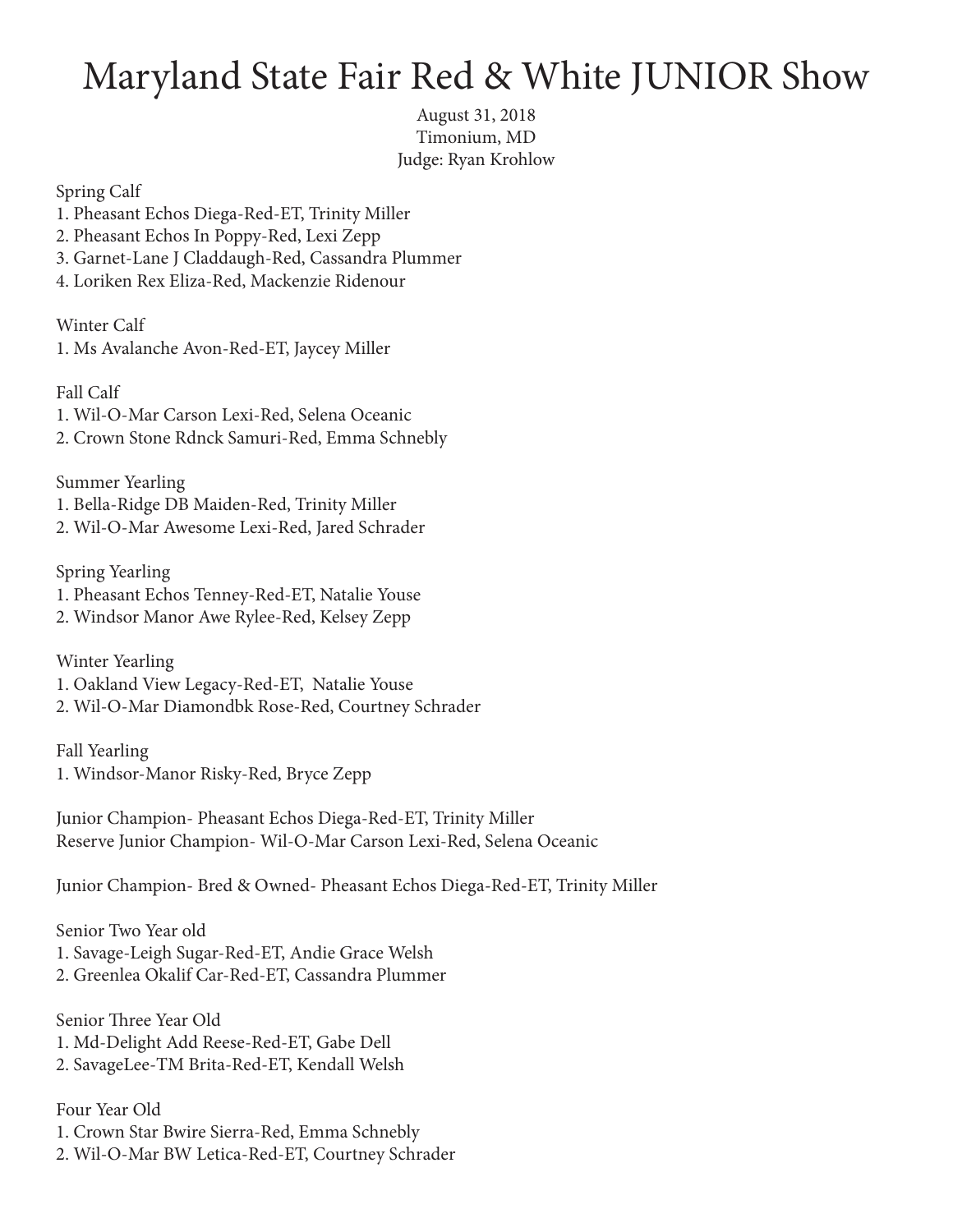# Maryland State Fair Red & White JUNIOR Show

August 31, 2018
Timonium, MD
Judge: Ryan Krohlow

Spring Calf
1. Pheasant Echos Diega-Red-ET, Trinity Miller
2. Pheasant Echos In Poppy-Red, Lexi Zepp
3. Garnet-Lane J Claddaugh-Red, Cassandra Plummer
4. Loriken Rex Eliza-Red, Mackenzie Ridenour

Winter Calf
1. Ms Avalanche Avon-Red-ET, Jaycey Miller

Fall Calf
1. Wil-O-Mar Carson Lexi-Red, Selena Oceanic
2. Crown Stone Rdnck Samuri-Red, Emma Schnebly

Summer Yearling
1. Bella-Ridge DB Maiden-Red, Trinity Miller
2. Wil-O-Mar Awesome Lexi-Red, Jared Schrader

Spring Yearling
1. Pheasant Echos Tenney-Red-ET, Natalie Youse
2. Windsor Manor Awe Rylee-Red, Kelsey Zepp

Winter Yearling
1. Oakland View Legacy-Red-ET, Natalie Youse
2. Wil-O-Mar Diamondbk Rose-Red, Courtney Schrader

Fall Yearling
1. Windsor-Manor Risky-Red, Bryce Zepp

Junior Champion- Pheasant Echos Diega-Red-ET, Trinity Miller
Reserve Junior Champion- Wil-O-Mar Carson Lexi-Red, Selena Oceanic

Junior Champion- Bred & Owned- Pheasant Echos Diega-Red-ET, Trinity Miller

Senior Two Year old
1. Savage-Leigh Sugar-Red-ET, Andie Grace Welsh
2. Greenlea Okalif Car-Red-ET, Cassandra Plummer

Senior Three Year Old
1. Md-Delight Add Reese-Red-ET, Gabe Dell
2. SavageLee-TM Brita-Red-ET, Kendall Welsh

Four Year Old
1. Crown Star Bwire Sierra-Red, Emma Schnebly
2. Wil-O-Mar BW Letica-Red-ET, Courtney Schrader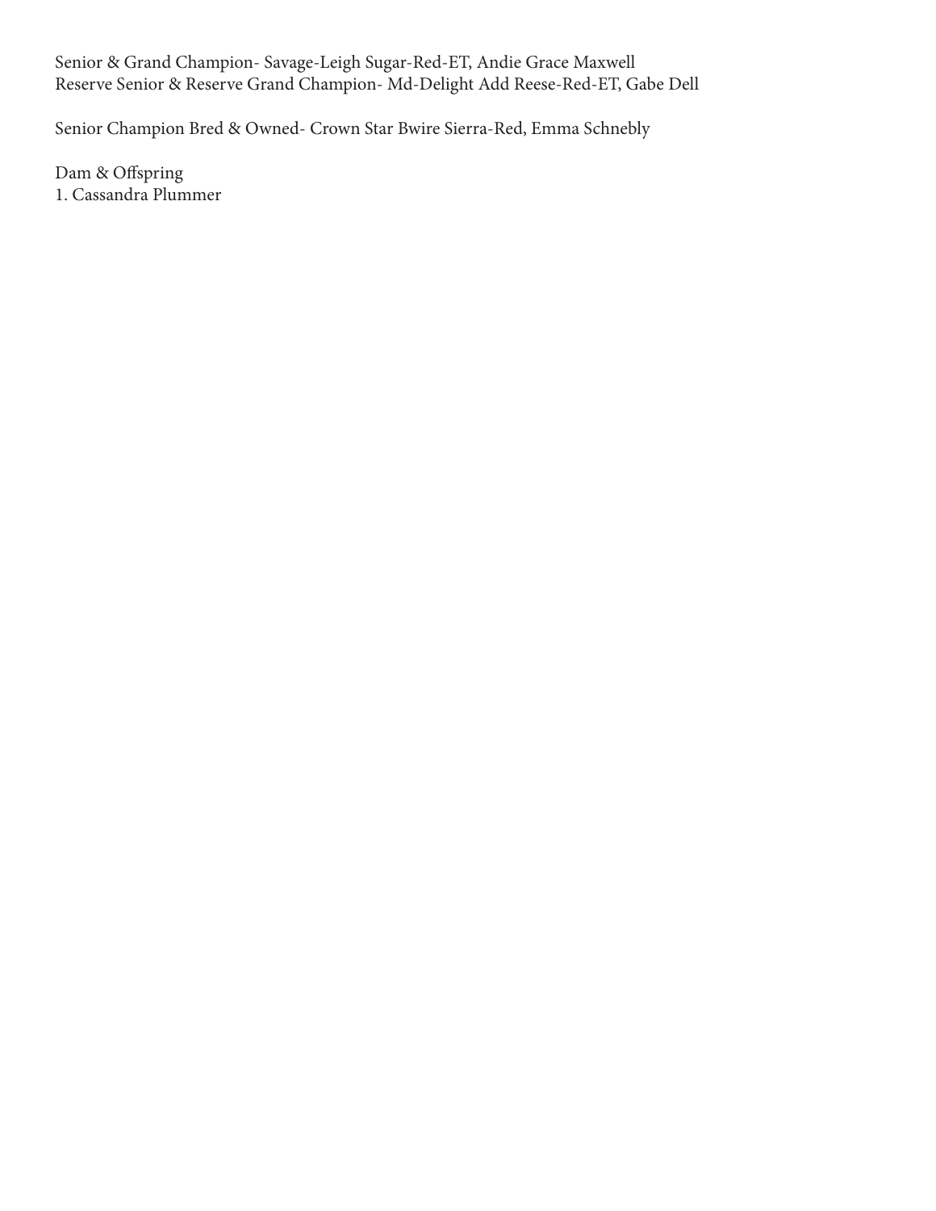Senior & Grand Champion- Savage-Leigh Sugar-Red-ET, Andie Grace Maxwell
Reserve Senior & Reserve Grand Champion- Md-Delight Add Reese-Red-ET, Gabe Dell

Senior Champion Bred & Owned- Crown Star Bwire Sierra-Red, Emma Schnebly

Dam & Offspring
1. Cassandra Plummer